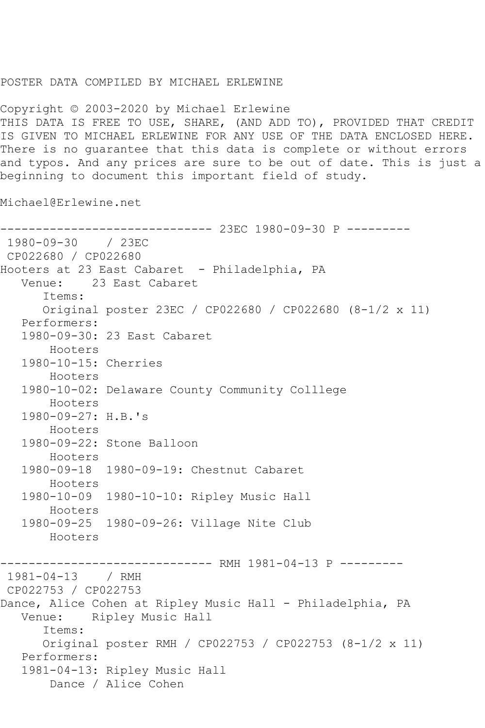POSTER DATA COMPILED BY MICHAEL ERLEWINE

Copyright © 2003-2020 by Michael Erlewine
THIS DATA IS FREE TO USE, SHARE, (AND ADD TO), PROVIDED THAT CREDIT IS GIVEN TO MICHAEL ERLEWINE FOR ANY USE OF THE DATA ENCLOSED HERE. There is no guarantee that this data is complete or without errors and typos. And any prices are sure to be out of date. This is just a beginning to document this important field of study.

Michael@Erlewine.net

```
------------------------------ 23EC 1980-09-30 P ---------
 1980-09-30    / 23EC
 CP022680 / CP022680
Hooters at 23 East Cabaret  - Philadelphia, PA
   Venue:    23 East Cabaret
      Items:
      Original poster 23EC / CP022680 / CP022680 (8-1/2 x 11)
   Performers:
   1980-09-30: 23 East Cabaret
       Hooters
   1980-10-15: Cherries
       Hooters
   1980-10-02: Delaware County Community Colllege
       Hooters
   1980-09-27: H.B.'s
       Hooters
   1980-09-22: Stone Balloon
       Hooters
   1980-09-18  1980-09-19: Chestnut Cabaret
       Hooters
   1980-10-09  1980-10-10: Ripley Music Hall
       Hooters
   1980-09-25  1980-09-26: Village Nite Club
       Hooters

------------------------------ RMH 1981-04-13 P ---------
 1981-04-13    / RMH
 CP022753 / CP022753
Dance, Alice Cohen at Ripley Music Hall - Philadelphia, PA
   Venue:    Ripley Music Hall
      Items:
      Original poster RMH / CP022753 / CP022753 (8-1/2 x 11)
   Performers:
   1981-04-13: Ripley Music Hall
       Dance / Alice Cohen
```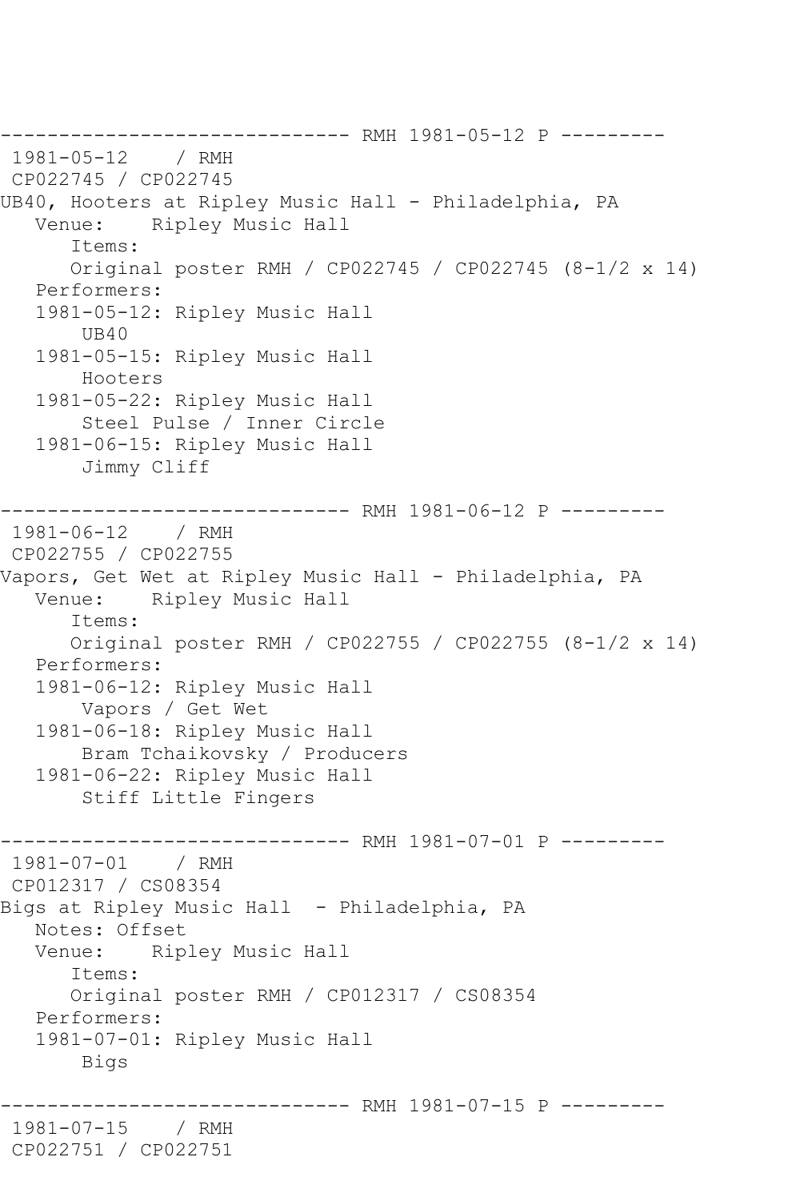------------------------------ RMH 1981-05-12 P ---------
1981-05-12 / RMH
CP022745 / CP022745
UB40, Hooters at Ripley Music Hall - Philadelphia, PA
Venue: Ripley Music Hall
Items:
Original poster RMH / CP022745 / CP022745 (8-1/2 x 14)
Performers:
1981-05-12: Ripley Music Hall
UB40
1981-05-15: Ripley Music Hall
Hooters
1981-05-22: Ripley Music Hall
Steel Pulse / Inner Circle
1981-06-15: Ripley Music Hall
Jimmy Cliff

------------------------------ RMH 1981-06-12 P ---------
1981-06-12 / RMH
CP022755 / CP022755
Vapors, Get Wet at Ripley Music Hall - Philadelphia, PA
Venue: Ripley Music Hall
Items:
Original poster RMH / CP022755 / CP022755 (8-1/2 x 14)
Performers:
1981-06-12: Ripley Music Hall
Vapors / Get Wet
1981-06-18: Ripley Music Hall
Bram Tchaikovsky / Producers
1981-06-22: Ripley Music Hall
Stiff Little Fingers

------------------------------ RMH 1981-07-01 P ---------
1981-07-01 / RMH
CP012317 / CS08354
Bigs at Ripley Music Hall - Philadelphia, PA
Notes: Offset
Venue: Ripley Music Hall
Items:
Original poster RMH / CP012317 / CS08354
Performers:
1981-07-01: Ripley Music Hall
Bigs

------------------------------ RMH 1981-07-15 P ---------
1981-07-15 / RMH
CP022751 / CP022751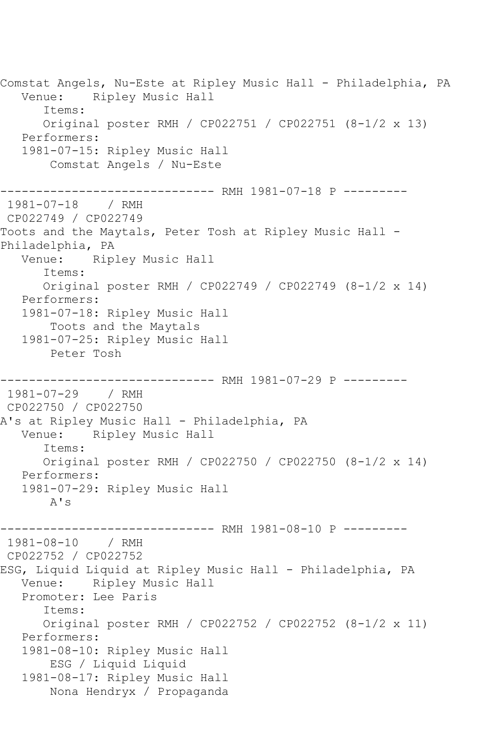```
Comstat Angels, Nu-Este at Ripley Music Hall - Philadelphia, PA
   Venue:    Ripley Music Hall
      Items:
      Original poster RMH / CP022751 / CP022751 (8-1/2 x 13)
   Performers:
   1981-07-15: Ripley Music Hall
       Comstat Angels / Nu-Este

------------------------------ RMH 1981-07-18 P ---------
 1981-07-18    / RMH
 CP022749 / CP022749
Toots and the Maytals, Peter Tosh at Ripley Music Hall -
Philadelphia, PA
   Venue:    Ripley Music Hall
      Items:
      Original poster RMH / CP022749 / CP022749 (8-1/2 x 14)
   Performers:
   1981-07-18: Ripley Music Hall
       Toots and the Maytals
   1981-07-25: Ripley Music Hall
       Peter Tosh

------------------------------ RMH 1981-07-29 P ---------
 1981-07-29    / RMH
 CP022750 / CP022750
A's at Ripley Music Hall - Philadelphia, PA
   Venue:    Ripley Music Hall
      Items:
      Original poster RMH / CP022750 / CP022750 (8-1/2 x 14)
   Performers:
   1981-07-29: Ripley Music Hall
       A's

------------------------------ RMH 1981-08-10 P ---------
 1981-08-10    / RMH
 CP022752 / CP022752
ESG, Liquid Liquid at Ripley Music Hall - Philadelphia, PA
   Venue:    Ripley Music Hall
   Promoter: Lee Paris
      Items:
      Original poster RMH / CP022752 / CP022752 (8-1/2 x 11)
   Performers:
   1981-08-10: Ripley Music Hall
       ESG / Liquid Liquid
   1981-08-17: Ripley Music Hall
       Nona Hendryx / Propaganda
```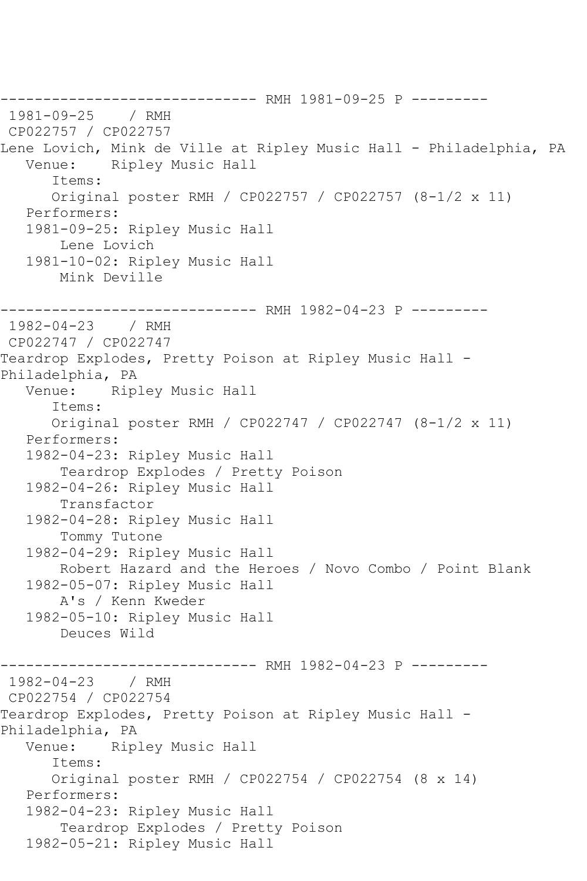------------------------------ RMH 1981-09-25 P ---------
 1981-09-25    / RMH
 CP022757 / CP022757
Lene Lovich, Mink de Ville at Ripley Music Hall - Philadelphia, PA
   Venue:    Ripley Music Hall
      Items:
      Original poster RMH / CP022757 / CP022757 (8-1/2 x 11)
   Performers:
   1981-09-25: Ripley Music Hall
       Lene Lovich
   1981-10-02: Ripley Music Hall
       Mink Deville

------------------------------ RMH 1982-04-23 P ---------
 1982-04-23    / RMH
 CP022747 / CP022747
Teardrop Explodes, Pretty Poison at Ripley Music Hall - Philadelphia, PA
   Venue:    Ripley Music Hall
      Items:
      Original poster RMH / CP022747 / CP022747 (8-1/2 x 11)
   Performers:
   1982-04-23: Ripley Music Hall
       Teardrop Explodes / Pretty Poison
   1982-04-26: Ripley Music Hall
       Transfactor
   1982-04-28: Ripley Music Hall
       Tommy Tutone
   1982-04-29: Ripley Music Hall
       Robert Hazard and the Heroes / Novo Combo / Point Blank
   1982-05-07: Ripley Music Hall
       A's / Kenn Kweder
   1982-05-10: Ripley Music Hall
       Deuces Wild

------------------------------ RMH 1982-04-23 P ---------
 1982-04-23    / RMH
 CP022754 / CP022754
Teardrop Explodes, Pretty Poison at Ripley Music Hall - Philadelphia, PA
   Venue:    Ripley Music Hall
      Items:
      Original poster RMH / CP022754 / CP022754 (8 x 14)
   Performers:
   1982-04-23: Ripley Music Hall
       Teardrop Explodes / Pretty Poison
   1982-05-21: Ripley Music Hall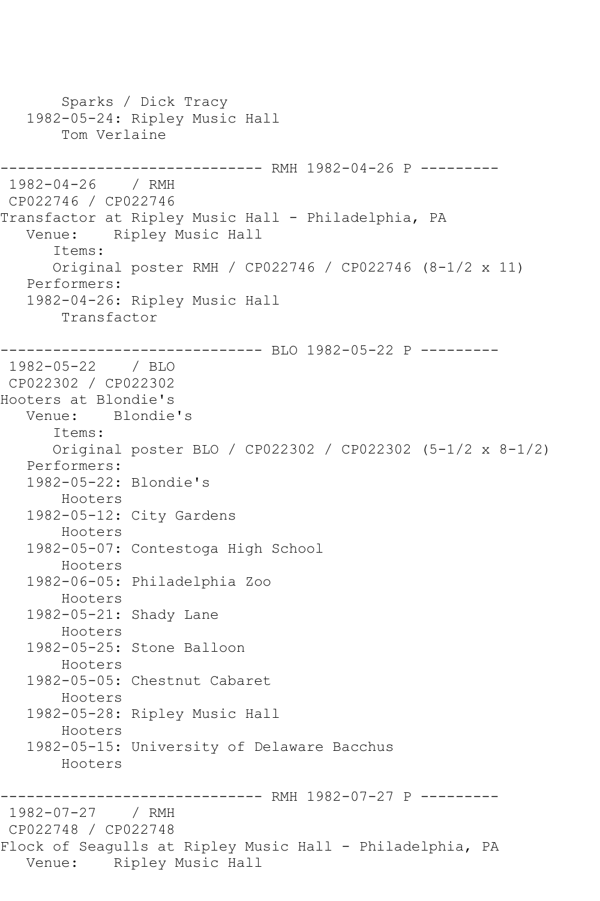```
       Sparks / Dick Tracy
   1982-05-24: Ripley Music Hall
       Tom Verlaine

------------------------------ RMH 1982-04-26 P ---------
 1982-04-26    / RMH
 CP022746 / CP022746
Transfactor at Ripley Music Hall - Philadelphia, PA
   Venue:    Ripley Music Hall
      Items:
      Original poster RMH / CP022746 / CP022746 (8-1/2 x 11)
   Performers:
   1982-04-26: Ripley Music Hall
       Transfactor

------------------------------ BLO 1982-05-22 P ---------
 1982-05-22    / BLO
 CP022302 / CP022302
Hooters at Blondie's
   Venue:    Blondie's
      Items:
      Original poster BLO / CP022302 / CP022302 (5-1/2 x 8-1/2)
   Performers:
   1982-05-22: Blondie's
       Hooters
   1982-05-12: City Gardens
       Hooters
   1982-05-07: Contestoga High School
       Hooters
   1982-06-05: Philadelphia Zoo
       Hooters
   1982-05-21: Shady Lane
       Hooters
   1982-05-25: Stone Balloon
       Hooters
   1982-05-05: Chestnut Cabaret
       Hooters
   1982-05-28: Ripley Music Hall
       Hooters
   1982-05-15: University of Delaware Bacchus
       Hooters

------------------------------ RMH 1982-07-27 P ---------
 1982-07-27    / RMH
 CP022748 / CP022748
Flock of Seagulls at Ripley Music Hall - Philadelphia, PA
   Venue:    Ripley Music Hall
```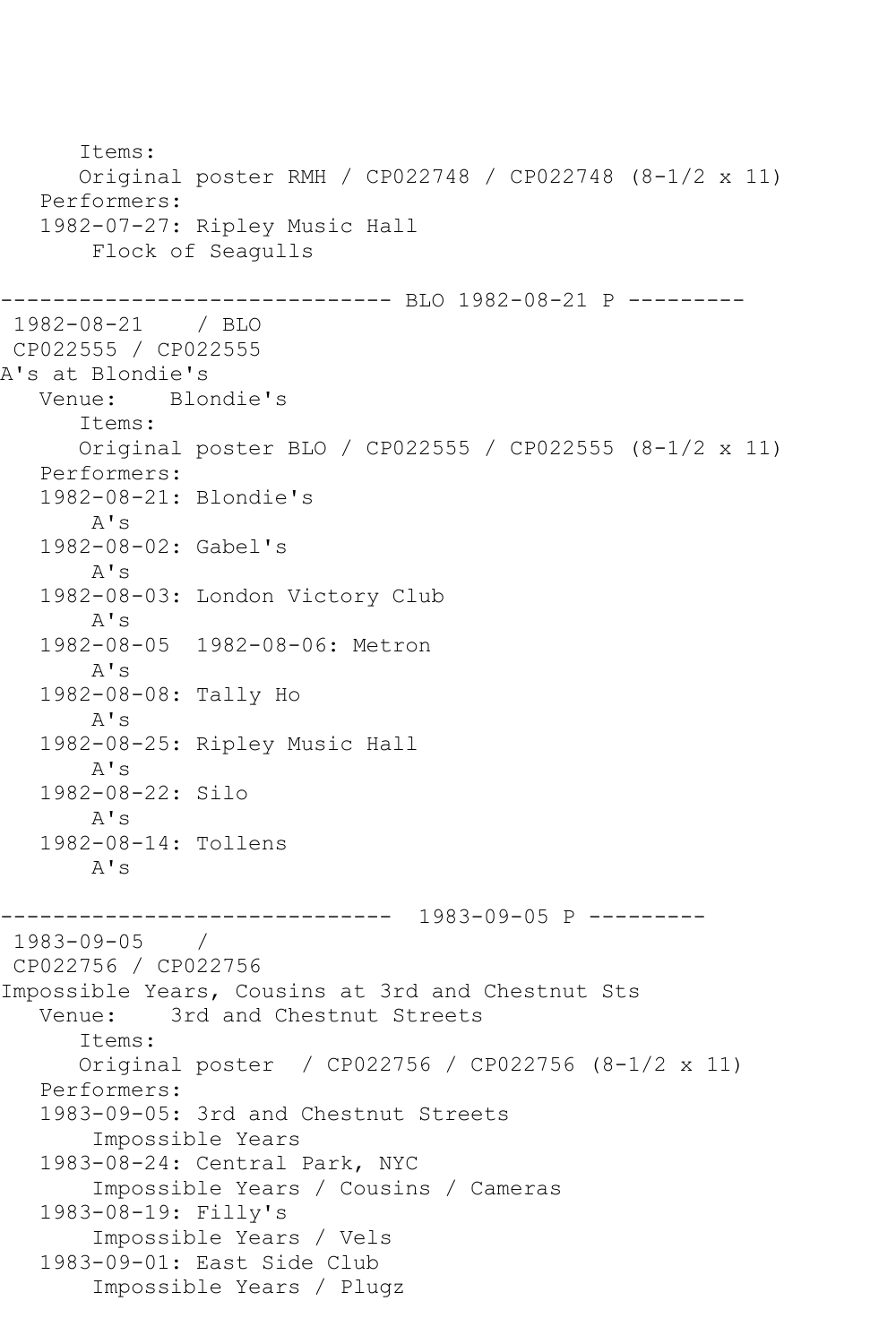```
      Items:
      Original poster RMH / CP022748 / CP022748 (8-1/2 x 11)
   Performers:
   1982-07-27: Ripley Music Hall
       Flock of Seagulls

------------------------------ BLO 1982-08-21 P ---------
 1982-08-21    / BLO
 CP022555 / CP022555
A's at Blondie's
   Venue:    Blondie's
      Items:
      Original poster BLO / CP022555 / CP022555 (8-1/2 x 11)
   Performers:
   1982-08-21: Blondie's
       A's
   1982-08-02: Gabel's
       A's
   1982-08-03: London Victory Club
       A's
   1982-08-05  1982-08-06: Metron
       A's
   1982-08-08: Tally Ho
       A's
   1982-08-25: Ripley Music Hall
       A's
   1982-08-22: Silo
       A's
   1982-08-14: Tollens
       A's

------------------------------  1983-09-05 P ---------
 1983-09-05    /
 CP022756 / CP022756
Impossible Years, Cousins at 3rd and Chestnut Sts
   Venue:    3rd and Chestnut Streets
      Items:
      Original poster  / CP022756 / CP022756 (8-1/2 x 11)
   Performers:
   1983-09-05: 3rd and Chestnut Streets
       Impossible Years
   1983-08-24: Central Park, NYC
       Impossible Years / Cousins / Cameras
   1983-08-19: Filly's
       Impossible Years / Vels
   1983-09-01: East Side Club
       Impossible Years / Plugz
```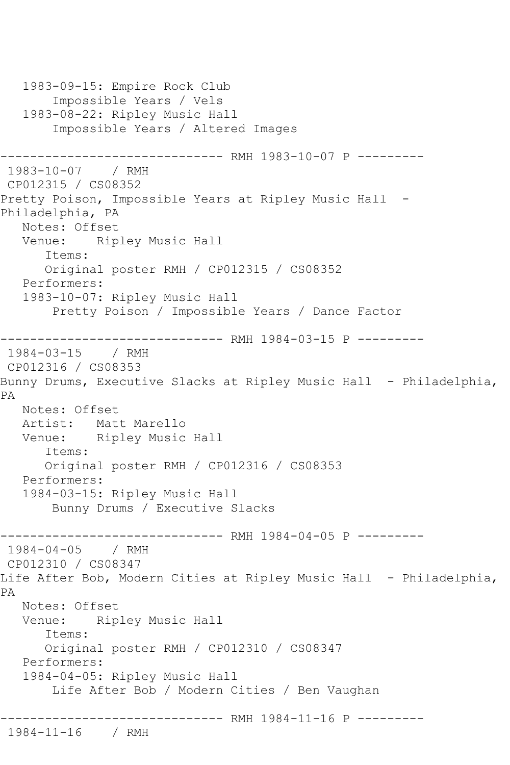```
   1983-09-15: Empire Rock Club
        Impossible Years / Vels
   1983-08-22: Ripley Music Hall
        Impossible Years / Altered Images

------------------------------ RMH 1983-10-07 P ---------
 1983-10-07    / RMH
 CP012315 / CS08352
Pretty Poison, Impossible Years at Ripley Music Hall  - 
Philadelphia, PA
   Notes: Offset
   Venue:    Ripley Music Hall
      Items:
      Original poster RMH / CP012315 / CS08352
   Performers:
   1983-10-07: Ripley Music Hall
        Pretty Poison / Impossible Years / Dance Factor

------------------------------ RMH 1984-03-15 P ---------
 1984-03-15    / RMH
 CP012316 / CS08353
Bunny Drums, Executive Slacks at Ripley Music Hall  - Philadelphia, 
PA
   Notes: Offset
   Artist:   Matt Marello
   Venue:    Ripley Music Hall
      Items:
      Original poster RMH / CP012316 / CS08353
   Performers:
   1984-03-15: Ripley Music Hall
        Bunny Drums / Executive Slacks

------------------------------ RMH 1984-04-05 P ---------
 1984-04-05    / RMH
 CP012310 / CS08347
Life After Bob, Modern Cities at Ripley Music Hall  - Philadelphia, 
PA
   Notes: Offset
   Venue:    Ripley Music Hall
      Items:
      Original poster RMH / CP012310 / CS08347
   Performers:
   1984-04-05: Ripley Music Hall
        Life After Bob / Modern Cities / Ben Vaughan

------------------------------ RMH 1984-11-16 P ---------
 1984-11-16    / RMH
```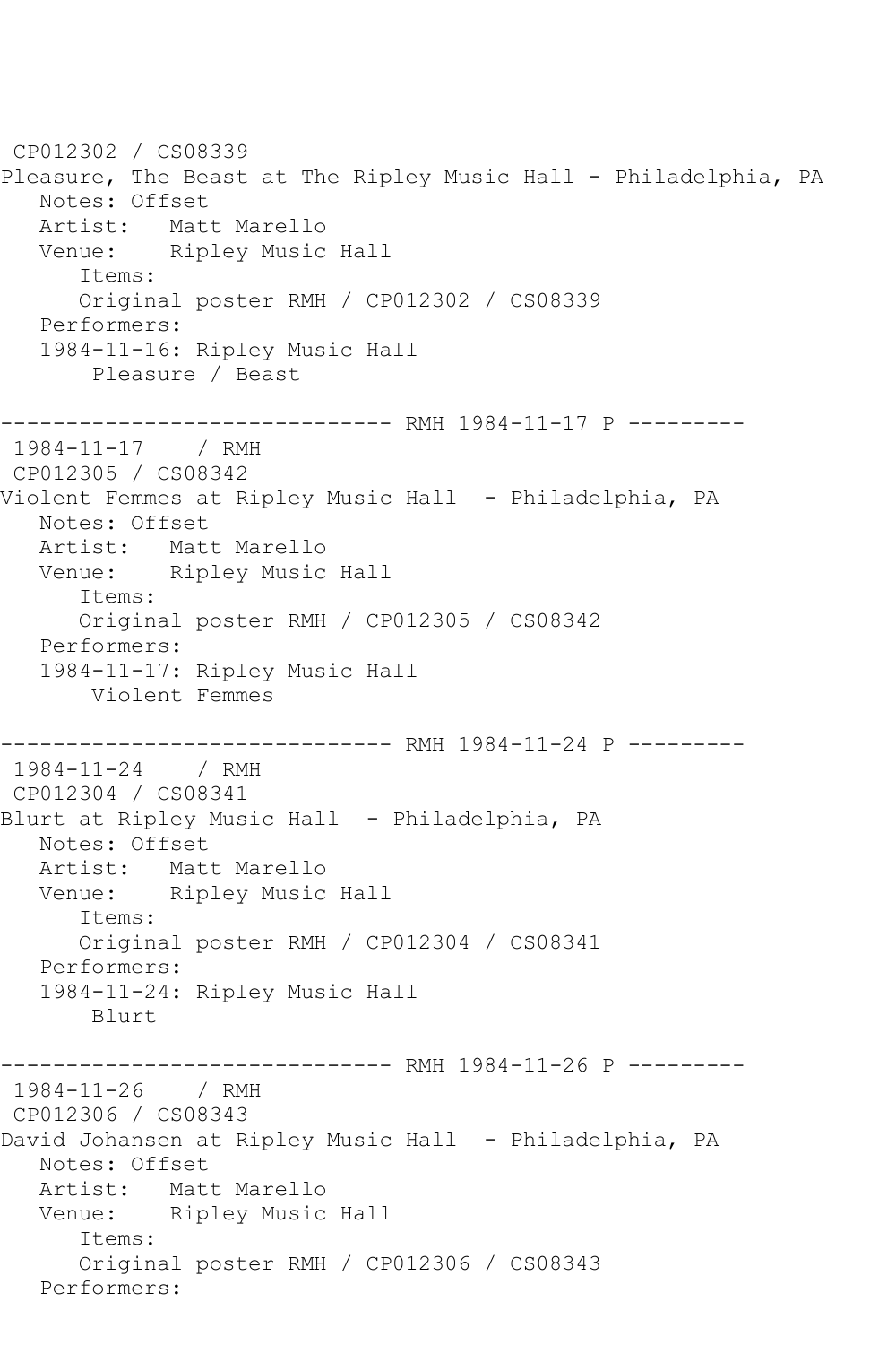```
 CP012302 / CS08339
Pleasure, The Beast at The Ripley Music Hall - Philadelphia, PA
   Notes: Offset
   Artist:   Matt Marello
   Venue:    Ripley Music Hall
      Items:
      Original poster RMH / CP012302 / CS08339
   Performers:
   1984-11-16: Ripley Music Hall
       Pleasure / Beast

------------------------------ RMH 1984-11-17 P ---------
 1984-11-17    / RMH
 CP012305 / CS08342
Violent Femmes at Ripley Music Hall  - Philadelphia, PA
   Notes: Offset
   Artist:   Matt Marello
   Venue:    Ripley Music Hall
      Items:
      Original poster RMH / CP012305 / CS08342
   Performers:
   1984-11-17: Ripley Music Hall
       Violent Femmes

------------------------------ RMH 1984-11-24 P ---------
 1984-11-24    / RMH
 CP012304 / CS08341
Blurt at Ripley Music Hall  - Philadelphia, PA
   Notes: Offset
   Artist:   Matt Marello
   Venue:    Ripley Music Hall
      Items:
      Original poster RMH / CP012304 / CS08341
   Performers:
   1984-11-24: Ripley Music Hall
       Blurt

------------------------------ RMH 1984-11-26 P ---------
 1984-11-26    / RMH
 CP012306 / CS08343
David Johansen at Ripley Music Hall  - Philadelphia, PA
   Notes: Offset
   Artist:   Matt Marello
   Venue:    Ripley Music Hall
      Items:
      Original poster RMH / CP012306 / CS08343
   Performers:
```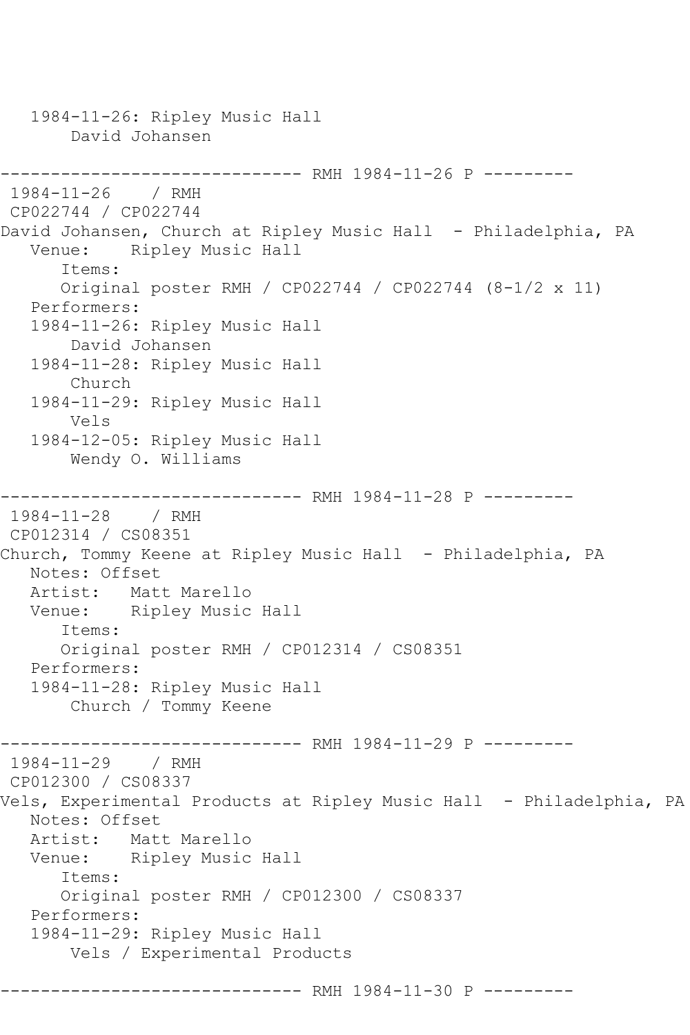```
   1984-11-26: Ripley Music Hall
       David Johansen

------------------------------ RMH 1984-11-26 P ---------
 1984-11-26    / RMH
 CP022744 / CP022744
David Johansen, Church at Ripley Music Hall  - Philadelphia, PA
   Venue:    Ripley Music Hall
      Items:
      Original poster RMH / CP022744 / CP022744 (8-1/2 x 11)
   Performers:
   1984-11-26: Ripley Music Hall
       David Johansen
   1984-11-28: Ripley Music Hall
       Church
   1984-11-29: Ripley Music Hall
       Vels
   1984-12-05: Ripley Music Hall
       Wendy O. Williams

------------------------------ RMH 1984-11-28 P ---------
 1984-11-28    / RMH
 CP012314 / CS08351
Church, Tommy Keene at Ripley Music Hall  - Philadelphia, PA
   Notes: Offset
   Artist:   Matt Marello
   Venue:    Ripley Music Hall
      Items:
      Original poster RMH / CP012314 / CS08351
   Performers:
   1984-11-28: Ripley Music Hall
       Church / Tommy Keene

------------------------------ RMH 1984-11-29 P ---------
 1984-11-29    / RMH
 CP012300 / CS08337
Vels, Experimental Products at Ripley Music Hall  - Philadelphia, PA
   Notes: Offset
   Artist:   Matt Marello
   Venue:    Ripley Music Hall
      Items:
      Original poster RMH / CP012300 / CS08337
   Performers:
   1984-11-29: Ripley Music Hall
       Vels / Experimental Products

------------------------------ RMH 1984-11-30 P ---------
```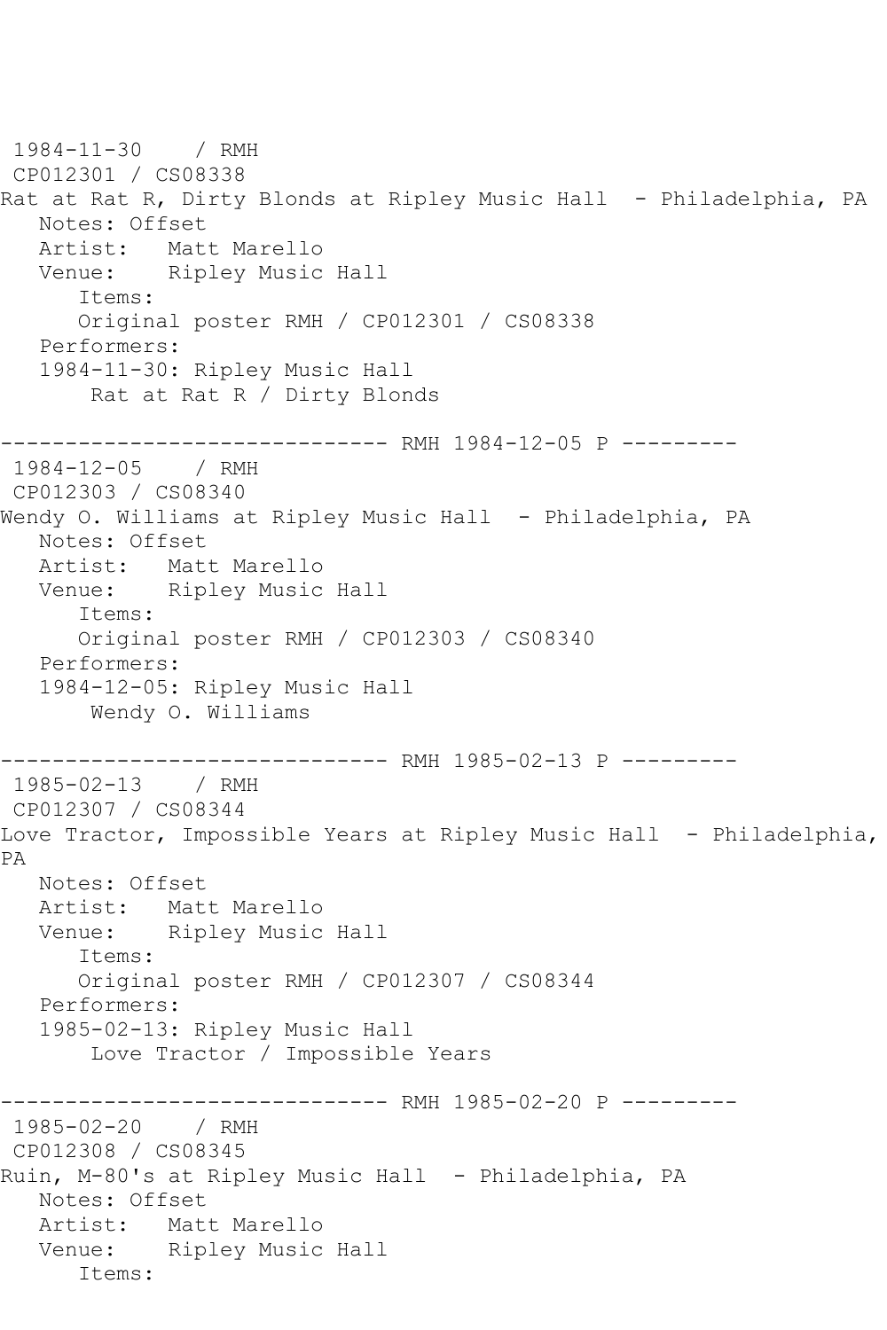1984-11-30 / RMH
CP012301 / CS08338
Rat at Rat R, Dirty Blonds at Ripley Music Hall - Philadelphia, PA
Notes: Offset
Artist: Matt Marello
Venue: Ripley Music Hall
Items:
Original poster RMH / CP012301 / CS08338
Performers:
1984-11-30: Ripley Music Hall
Rat at Rat R / Dirty Blonds

------------------------------ RMH 1984-12-05 P ---------
1984-12-05 / RMH
CP012303 / CS08340
Wendy O. Williams at Ripley Music Hall - Philadelphia, PA
Notes: Offset
Artist: Matt Marello
Venue: Ripley Music Hall
Items:
Original poster RMH / CP012303 / CS08340
Performers:
1984-12-05: Ripley Music Hall
Wendy O. Williams

------------------------------ RMH 1985-02-13 P ---------
1985-02-13 / RMH
CP012307 / CS08344
Love Tractor, Impossible Years at Ripley Music Hall - Philadelphia, PA
Notes: Offset
Artist: Matt Marello
Venue: Ripley Music Hall
Items:
Original poster RMH / CP012307 / CS08344
Performers:
1985-02-13: Ripley Music Hall
Love Tractor / Impossible Years

------------------------------ RMH 1985-02-20 P ---------
1985-02-20 / RMH
CP012308 / CS08345
Ruin, M-80's at Ripley Music Hall - Philadelphia, PA
Notes: Offset
Artist: Matt Marello
Venue: Ripley Music Hall
Items: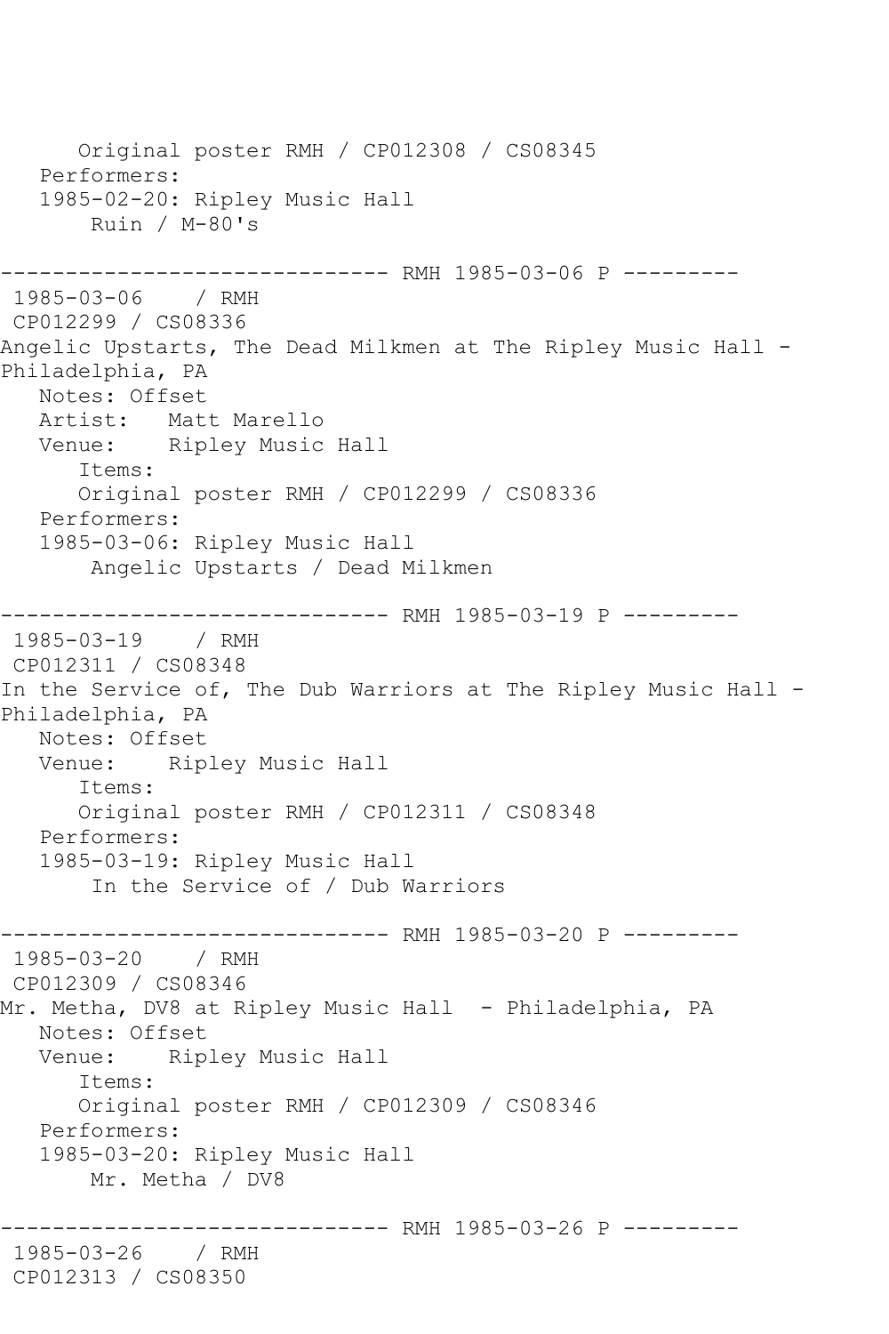```
      Original poster RMH / CP012308 / CS08345
   Performers:
   1985-02-20: Ripley Music Hall
       Ruin / M-80's

------------------------------ RMH 1985-03-06 P ---------
 1985-03-06    / RMH
 CP012299 / CS08336
Angelic Upstarts, The Dead Milkmen at The Ripley Music Hall -
Philadelphia, PA
   Notes: Offset
   Artist:   Matt Marello
   Venue:    Ripley Music Hall
      Items:
      Original poster RMH / CP012299 / CS08336
   Performers:
   1985-03-06: Ripley Music Hall
       Angelic Upstarts / Dead Milkmen

------------------------------ RMH 1985-03-19 P ---------
 1985-03-19    / RMH
 CP012311 / CS08348
In the Service of, The Dub Warriors at The Ripley Music Hall -
Philadelphia, PA
   Notes: Offset
   Venue:    Ripley Music Hall
      Items:
      Original poster RMH / CP012311 / CS08348
   Performers:
   1985-03-19: Ripley Music Hall
       In the Service of / Dub Warriors

------------------------------ RMH 1985-03-20 P ---------
 1985-03-20    / RMH
 CP012309 / CS08346
Mr. Metha, DV8 at Ripley Music Hall  - Philadelphia, PA
   Notes: Offset
   Venue:    Ripley Music Hall
      Items:
      Original poster RMH / CP012309 / CS08346
   Performers:
   1985-03-20: Ripley Music Hall
       Mr. Metha / DV8

------------------------------ RMH 1985-03-26 P ---------
 1985-03-26    / RMH
 CP012313 / CS08350
```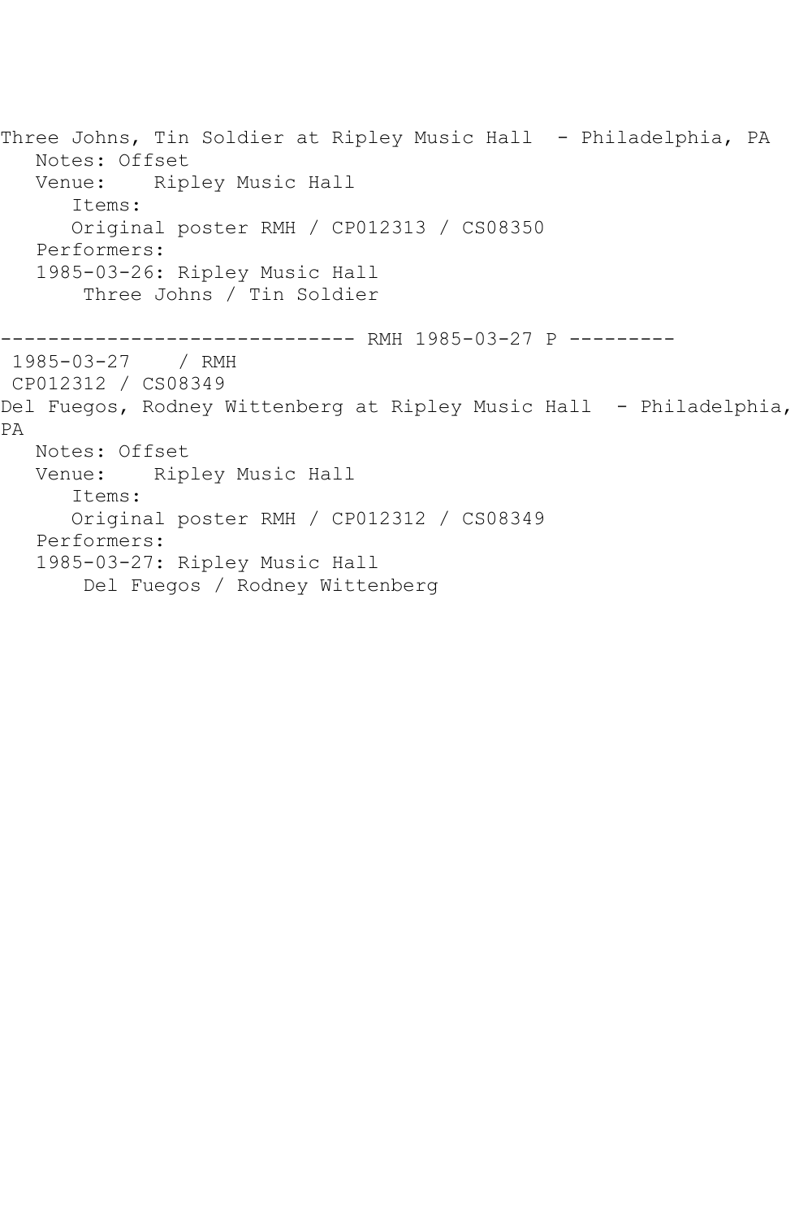Three Johns, Tin Soldier at Ripley Music Hall  - Philadelphia, PA
   Notes: Offset
   Venue:    Ripley Music Hall
      Items:
      Original poster RMH / CP012313 / CS08350
   Performers:
   1985-03-26: Ripley Music Hall
       Three Johns / Tin Soldier

------------------------------ RMH 1985-03-27 P ---------
 1985-03-27    / RMH
 CP012312 / CS08349
Del Fuegos, Rodney Wittenberg at Ripley Music Hall  - Philadelphia, PA
   Notes: Offset
   Venue:    Ripley Music Hall
      Items:
      Original poster RMH / CP012312 / CS08349
   Performers:
   1985-03-27: Ripley Music Hall
       Del Fuegos / Rodney Wittenberg